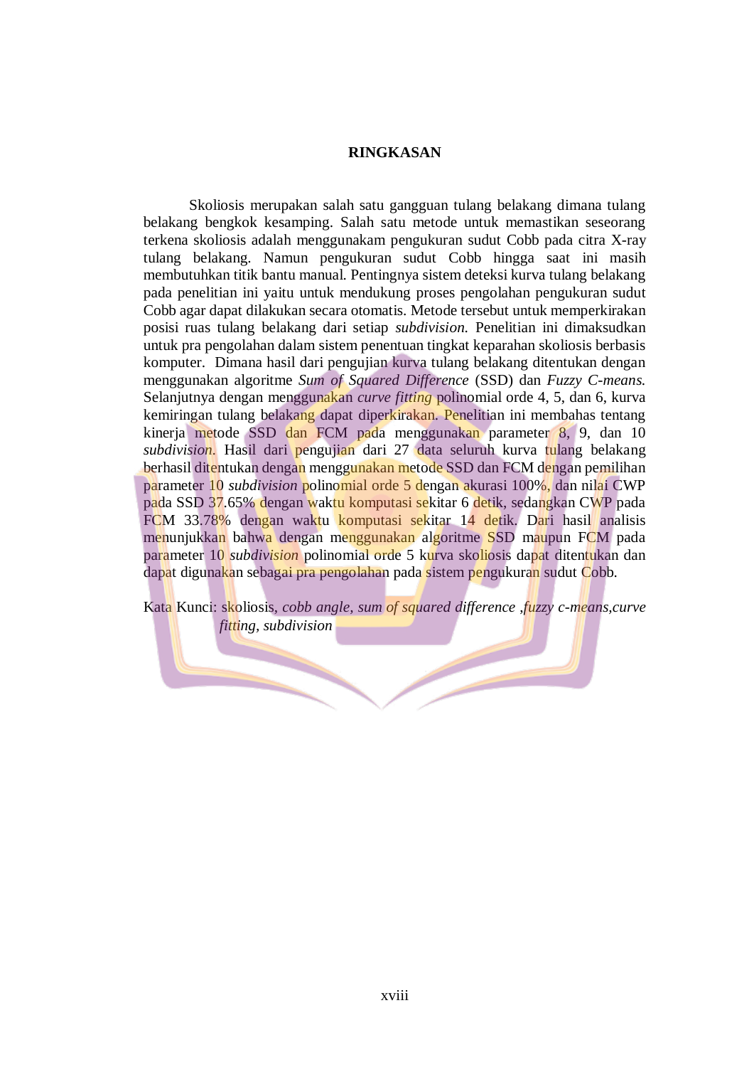# RINGKASAN

Skoliosis merupakan salah satu gangguan tulang belakang dimana tulang belakang bengkok kesamping. Salah satu metode untuk memastikan seseorang terkena skoliosis adalah menggunakam pengukuran sudut Cobb pada citra X-ray tulang belakang. Namun pengukuran sudut Cobb hingga saat ini masih membutuhkan titik bantu manual. Pentingnya sistem deteksi kurva tulang belakang pada penelitian ini yaitu untuk mendukung proses pengolahan pengukuran sudut Cobb agar dapat dilakukan secara otomatis. Metode tersebut untuk memperkirakan posisi ruas tulang belakang dari setiap *subdivision.* Penelitian ini dimaksudkan untuk pra pengolahan dalam sistem penentuan tingkat keparahan skoliosis berbasis komputer. Dimana hasil dari pengujian kurva tulang belakang ditentukan dengan menggunakan algoritme *Sum of Squared Difference* (SSD) dan *Fuzzy C-means.* Selanjutnya dengan menggunakan *curve fitting* polinomial orde 4, 5, dan 6, kurva kemiringan tulang belakang dapat diperkirakan. Penelitian ini membahas tentang kinerja metode SSD dan FCM pada menggunakan parameter 8, 9, dan 10 *subdivision.* Hasil dari pengujian dari 27 data seluruh kurva tulang belakang berhasil ditentukan dengan menggunakan metode SSD dan FCM dengan pemilihan parameter 10 *subdivision* polinomial orde 5 dengan akurasi 100%, dan nilai CWP pada SSD 37.65% dengan waktu komputasi sekitar 6 detik, sedangkan CWP pada FCM 33.78% dengan waktu komputasi sekitar 14 detik. Dari hasil analisis menunjukkan bahwa dengan menggunakan algoritme SSD maupun FCM pada parameter 10 *subdivision* polinomial orde 5 kurva skoliosis dapat ditentukan dan dapat digunakan sebagai pra pengolahan pada sistem pengukuran sudut Cobb.

Kata Kunci: skoliosis*, cobb angle, sum of squared difference ,fuzzy c-means,curve fitting, subdivision*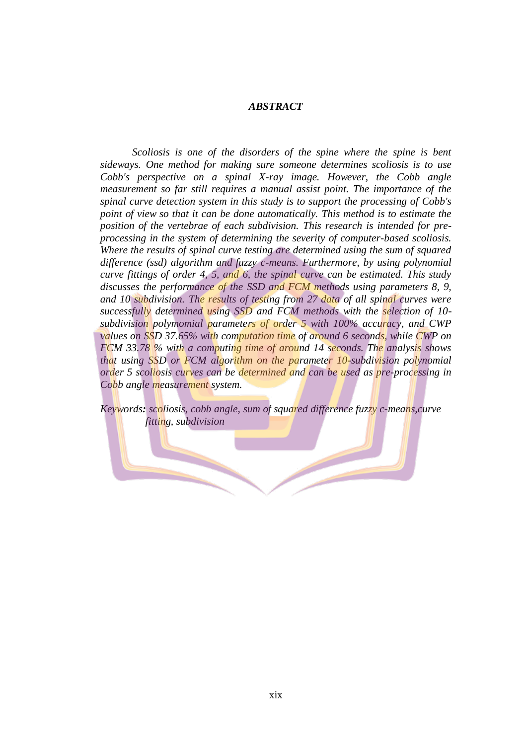# *ABSTRACT*

*Scoliosis is one of the disorders of the spine where the spine is bent sideways. One method for making sure someone determines scoliosis is to use Cobb's perspective on a spinal X-ray image. However, the Cobb angle measurement so far still requires a manual assist point. The importance of the spinal curve detection system in this study is to support the processing of Cobb's point of view so that it can be done automatically. This method is to estimate the position of the vertebrae of each subdivision. This research is intended for pre-processing in the system of determining the severity of computer-based scoliosis. Where the results of spinal curve testing are determined using the sum of squared difference (ssd) algorithm and fuzzy c-means. Furthermore, by using polynomial curve fittings of order 4, 5, and 6, the spinal curve can be estimated. This study discusses the performance of the SSD and FCM methods using parameters 8, 9, and 10 subdivision. The results of testing from 27 data of all spinal curves were successfully determined using SSD and FCM methods with the selection of 10-subdivision polymomial parameters of order 5 with 100% accuracy, and CWP values on SSD 37.65% with computation time of around 6 seconds, while CWP on FCM 33.78 % with a computing time of around 14 seconds. The analysis shows that using SSD or FCM algorithm on the parameter 10-subdivision polynomial order 5 scoliosis curves can be determined and can be used as pre-processing in Cobb angle measurement system.*

*Keywords**:** scoliosis, cobb angle, sum of squared difference fuzzy c-means,curve fitting, subdivision*